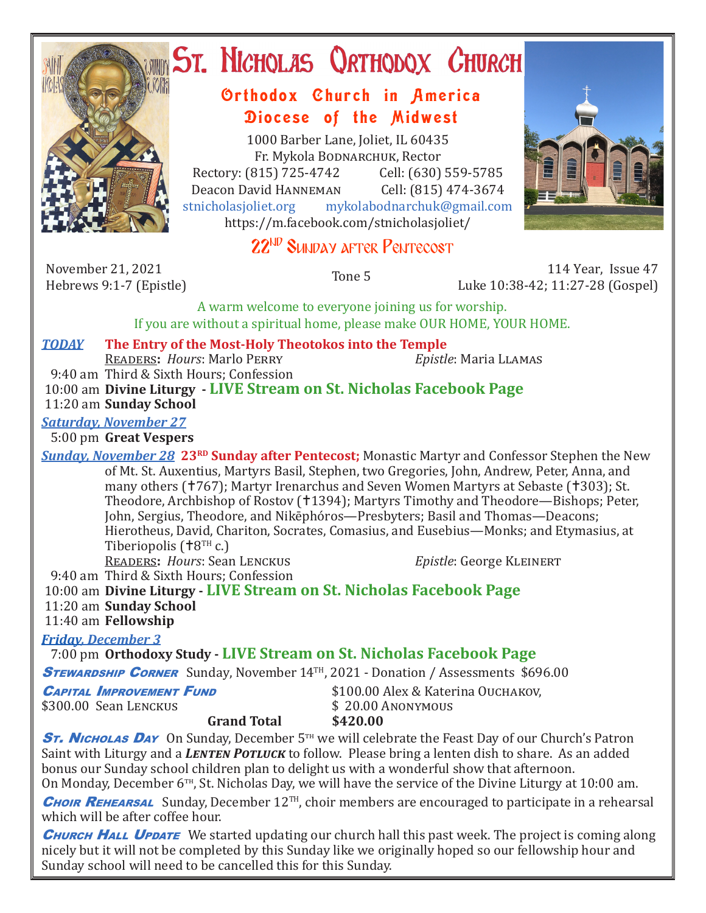# St. Nicholas Orthodox Church

## Orthodox Church in America
## Diocese of the Midwest

1000 Barber Lane, Joliet, IL 60435
Fr. Mykola Bodnarchuk, Rector
Rectory: (815) 725-4742 Cell: (630) 559-5785
Deacon David Hanneman Cell: (815) 474-3674
stnicholasjoliet.org mykolabodnarchuk@gmail.com
https://m.facebook.com/stnicholasjoliet/

## 22ND Sunday after Pentecost

November 21, 2021
Hebrews 9:1-7 (Epistle)

Tone 5

114 Year, Issue 47
Luke 10:38-42; 11:27-28 (Gospel)

A warm welcome to everyone joining us for worship.
If you are without a spiritual home, please make OUR HOME, YOUR HOME.

***TODAY*** **The Entry of the Most-Holy Theotokos into the Temple**

Readers: *Hours*: Marlo Perry *Epistle*: Maria Llamas

9:40 am Third & Sixth Hours; Confession
10:00 am **Divine Liturgy - LIVE Stream on St. Nicholas Facebook Page**
11:20 am **Sunday School**

***Saturday, November 27***

5:00 pm **Great Vespers**

***Sunday, November 28*** **23RD Sunday after Pentecost;** Monastic Martyr and Confessor Stephen the New of Mt. St. Auxentius, Martyrs Basil, Stephen, two Gregories, John, Andrew, Peter, Anna, and many others (✝767); Martyr Irenarchus and Seven Women Martyrs at Sebaste (✝303); St. Theodore, Archbishop of Rostov (✝1394); Martyrs Timothy and Theodore—Bishops; Peter, John, Sergius, Theodore, and Nikēphóros—Presbyters; Basil and Thomas—Deacons; Hierotheus, David, Chariton, Socrates, Comasius, and Eusebius—Monks; and Etymasius, at Tiberiopolis (✝8TH c.)

Readers: *Hours*: Sean Lenckus *Epistle*: George Kleinert

9:40 am Third & Sixth Hours; Confession
10:00 am **Divine Liturgy - LIVE Stream on St. Nicholas Facebook Page**
11:20 am **Sunday School**
11:40 am **Fellowship**

***Friday, December 3***

7:00 pm **Orthodoxy Study - LIVE Stream on St. Nicholas Facebook Page**

***Stewardship Corner*** Sunday, November 14TH, 2021 - Donation / Assessments $696.00

***Capital Improvement Fund***
$300.00 Sean Lenckus
$100.00 Alex & Katerina Ouchakov,
$ 20.00 Anonymous
**Grand Total** **$420.00**

***St. Nicholas Day*** On Sunday, December 5TH we will celebrate the Feast Day of our Church's Patron Saint with Liturgy and a ***Lenten Potluck*** to follow. Please bring a lenten dish to share. As an added bonus our Sunday school children plan to delight us with a wonderful show that afternoon.
On Monday, December 6TH, St. Nicholas Day, we will have the service of the Divine Liturgy at 10:00 am.

***Choir Rehearsal*** Sunday, December 12TH, choir members are encouraged to participate in a rehearsal which will be after coffee hour.

***Church Hall Update*** We started updating our church hall this past week. The project is coming along nicely but it will not be completed by this Sunday like we originally hoped so our fellowship hour and Sunday school will need to be cancelled this for this Sunday.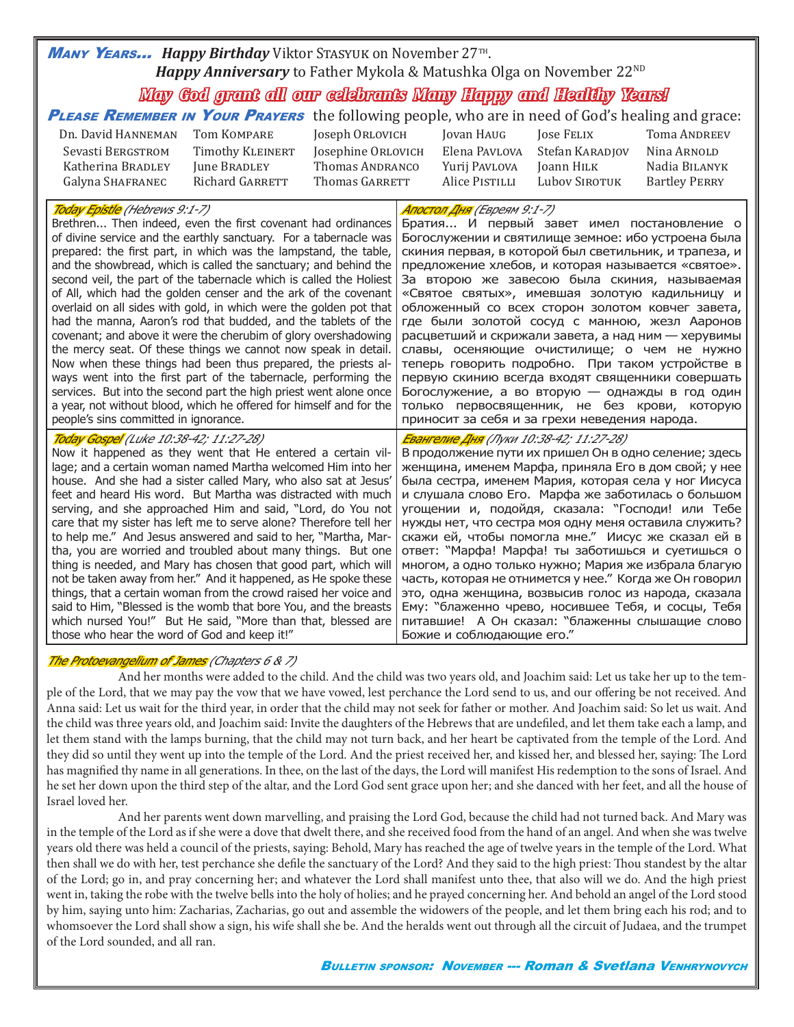**MANY YEARS...** ***Happy Birthday*** Viktor STASYUK on November 27TH.

***Happy Anniversary*** to Father Mykola & Matushka Olga on November 22ND

***May God grant all our celebrants Many Happy and Healthy Years!***

**PLEASE REMEMBER IN YOUR PRAYERS** the following people, who are in need of God's healing and grace:

| | | | | | |
|---|---|---|---|---|---|
| Dn. David HANNEMAN | Tom KOMPARE | Joseph ORLOVICH | Jovan HAUG | Jose FELIX | Toma ANDREEV |
| Sevasti BERGSTROM | Timothy KLEINERT | Josephine ORLOVICH | Elena PAVLOVA | Stefan KARADJOV | Nina ARNOLD |
| Katherina BRADLEY | June BRADLEY | Thomas ANDRANCO | Yurij PAVLOVA | Joann HILK | Nadia BILANYK |
| Galyna SHAFRANEC | Richard GARRETT | Thomas GARRETT | Alice PISTILLI | Lubov SIROTUK | Bartley PERRY |

*Today Epistle* (Hebrews 9:1-7)

Brethren... Then indeed, even the first covenant had ordinances of divine service and the earthly sanctuary. For a tabernacle was prepared: the first part, in which was the lampstand, the table, and the showbread, which is called the sanctuary; and behind the second veil, the part of the tabernacle which is called the Holiest of All, which had the golden censer and the ark of the covenant overlaid on all sides with gold, in which were the golden pot that had the manna, Aaron's rod that budded, and the tablets of the covenant; and above it were the cherubim of glory overshadowing the mercy seat. Of these things we cannot now speak in detail. Now when these things had been thus prepared, the priests always went into the first part of the tabernacle, performing the services. But into the second part the high priest went alone once a year, not without blood, which he offered for himself and for the people's sins committed in ignorance.

*Апостол Дня* (Евреям 9:1-7)

Братия... И первый завет имел постановление о Богослужении и святилище земное: ибо устроена была скиния первая, в которой был светильник, и трапеза, и предложение хлебов, и которая называется «святое». За второю же завесою была скиния, называемая «Святое святых», имевшая золотую кадильницу и обложенный со всех сторон золотом ковчег завета, где были золотой сосуд с манною, жезл Ааронов расцветший и скрижали завета, а над ним — херувимы славы, осеняющие очистилище; о чем не нужно теперь говорить подробно. При таком устройстве в первую скинию всегда входят священники совершать Богослужение, а во вторую — однажды в год один только первосвященник, не без крови, которую приносит за себя и за грехи неведения народа.

*Today Gospel* (Luke 10:38-42; 11:27-28)

Now it happened as they went that He entered a certain village; and a certain woman named Martha welcomed Him into her house. And she had a sister called Mary, who also sat at Jesus' feet and heard His word. But Martha was distracted with much serving, and she approached Him and said, "Lord, do You not care that my sister has left me to serve alone? Therefore tell her to help me." And Jesus answered and said to her, "Martha, Martha, you are worried and troubled about many things. But one thing is needed, and Mary has chosen that good part, which will not be taken away from her." And it happened, as He spoke these things, that a certain woman from the crowd raised her voice and said to Him, "Blessed is the womb that bore You, and the breasts which nursed You!" But He said, "More than that, blessed are those who hear the word of God and keep it!"

*Евангелие Дня* (Луки 10:38-42; 11:27-28)

В продолжение пути их пришел Он в одно селение; здесь женщина, именем Марфа, приняла Его в дом свой; у нее была сестра, именем Мария, которая села у ног Иисуса и слушала слово Его. Марфа же заботилась о большом угощении и, подойдя, сказала: "Господи! или Тебе нужды нет, что сестра моя одну меня оставила служить? скажи ей, чтобы помогла мне." Иисус же сказал ей в ответ: "Марфа! Марфа! ты заботишься и суетишься о многом, а одно только нужно; Мария же избрала благую часть, которая не отнимется у нее." Когда же Он говорил это, одна женщина, возвысив голос из народа, сказала Ему: "блаженно чрево, носившее Тебя, и сосцы, Тебя питавшие! А Он сказал: "блаженны слышащие слово Божие и соблюдающие его."

*The Protoevangelium of James* (Chapters 6 & 7)

And her months were added to the child. And the child was two years old, and Joachim said: Let us take her up to the temple of the Lord, that we may pay the vow that we have vowed, lest perchance the Lord send to us, and our offering be not received. And Anna said: Let us wait for the third year, in order that the child may not seek for father or mother. And Joachim said: So let us wait. And the child was three years old, and Joachim said: Invite the daughters of the Hebrews that are undefiled, and let them take each a lamp, and let them stand with the lamps burning, that the child may not turn back, and her heart be captivated from the temple of the Lord. And they did so until they went up into the temple of the Lord. And the priest received her, and kissed her, and blessed her, saying: The Lord has magnified thy name in all generations. In thee, on the last of the days, the Lord will manifest His redemption to the sons of Israel. And he set her down upon the third step of the altar, and the Lord God sent grace upon her; and she danced with her feet, and all the house of Israel loved her.

And her parents went down marvelling, and praising the Lord God, because the child had not turned back. And Mary was in the temple of the Lord as if she were a dove that dwelt there, and she received food from the hand of an angel. And when she was twelve years old there was held a council of the priests, saying: Behold, Mary has reached the age of twelve years in the temple of the Lord. What then shall we do with her, lest perchance she defile the sanctuary of the Lord? And they said to the high priest: Thou standest by the altar of the Lord; go in, and pray concerning her; and whatever the Lord shall manifest unto thee, that also will we do. And the high priest went in, taking the robe with the twelve bells into the holy of holies; and he prayed concerning her. And behold an angel of the Lord stood by him, saying unto him: Zacharias, Zacharias, go out and assemble the widowers of the people, and let them bring each his rod; and to whomsoever the Lord shall show a sign, his wife shall she be. And the heralds went out through all the circuit of Judaea, and the trumpet of the Lord sounded, and all ran.

**BULLETIN SPONSOR: NOVEMBER --- Roman & Svetlana VENHRYNOVYCH**